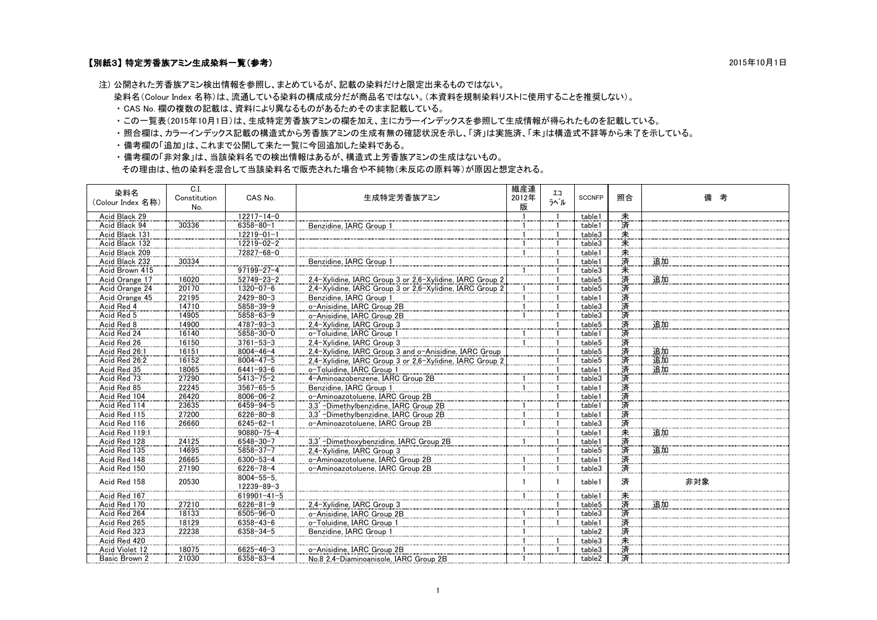## 【別紙3】特定芳香族アミン生成染料一覧（参考）

2015年10月1日

注) 公開された芳香族アミン検出情報を参照し、まとめているが、記載の染料だけと限定出来るものではない。
　染料名（Colour Index 名称）は、流通している染料の構成成分だが商品名ではない。（本資料を規制染料リストに使用することを推奨しない）。

- CAS No. 欄の複数の記載は、資料により異なるものがあるためそのまま記載している。
- この一覧表（2015年10月1日）は、生成特定芳香族アミンの欄を加え、主にカラーインデックスを参照して生成情報が得られたものを記載している。
- 照合欄は、カラーインデックス記載の構造式から芳香族アミンの生成有無の確認状況を示し、「済」は実施済、「未」は構造式不詳等から未了を示している。
- 備考欄の「追加」は、これまで公開して来た一覧に今回追加した染料である。
- 備考欄の「非対象」は、当該染料名での検出情報はあるが、構造式上芳香族アミンの生成はないもの。
　その理由は、他の染料を混合して当該染料名で販売された場合や不純物（未反応の原料等）が原因と想定される。

| 染料名 (Colour Index 名称) | C.I. Constitution No. | CAS No. | 生成特定芳香族アミン | 繊産連 2012年版 | エコラベル | SCCNFP | 照合 | 備 考 |
|---|---|---|---|---|---|---|---|---|
| Acid Black 29 | | 12217-14-0 | | 1 | 1 | table1 | 未 | |
| Acid Black 94 | 30336 | 6358-80-1 | Benzidine, IARC Group 1 | 1 | 1 | table1 | 済 | |
| Acid Black 131 | | 12219-01-1 | | 1 | 1 | table3 | 未 | |
| Acid Black 132 | | 12219-02-2 | | 1 | 1 | table3 | 未 | |
| Acid Black 209 | | 72827-68-0 | | 1 | 1 | table1 | 未 | |
| Acid Black 232 | 30334 | | Benzidine, IARC Group 1 | | 1 | table1 | 済 | 追加 |
| Acid Brown 415 | | 97199-27-4 | | 1 | 1 | table3 | 未 | |
| Acid Orange 17 | 16020 | 52749-23-2 | 2,4-Xylidine, IARC Group 3 or 2,6-Xylidine, IARC Group 2 | | 1 | table5 | 済 | 追加 |
| Acid Orange 24 | 20170 | 1320-07-6 | 2,4-Xylidine, IARC Group 3 or 2,6-Xylidine, IARC Group 2 | 1 | 1 | table5 | 済 | |
| Acid Orange 45 | 22195 | 2429-80-3 | Benzidine, IARC Group 1 | 1 | 1 | table1 | 済 | |
| Acid Red 4 | 14710 | 5858-39-9 | o-Anisidine, IARC Group 2B | 1 | 1 | table3 | 済 | |
| Acid Red 5 | 14905 | 5858-63-9 | o-Anisidine, IARC Group 2B | 1 | 1 | table3 | 済 | |
| Acid Red 8 | 14900 | 4787-93-3 | 2,4-Xylidine, IARC Group 3 | | 1 | table5 | 済 | 追加 |
| Acid Red 24 | 16140 | 5858-30-0 | o-Toluidine, IARC Group 1 | 1 | 1 | table1 | 済 | |
| Acid Red 26 | 16150 | 3761-53-3 | 2,4-Xylidine, IARC Group 3 | 1 | 1 | table5 | 済 | |
| Acid Red 26:1 | 16151 | 8004-46-4 | 2,4-Xylidine, IARC Group 3 and o-Anisidine, IARC Group | | 1 | table5 | 済 | 追加 |
| Acid Red 26:2 | 16152 | 8004-47-5 | 2,4-Xylidine, IARC Group 3 or 2,6-Xylidine, IARC Group 2 | | 1 | table5 | 済 | 追加 |
| Acid Red 35 | 18065 | 6441-93-6 | o-Toluidine, IARC Group 1 | | 1 | table1 | 済 | 追加 |
| Acid Red 73 | 27290 | 5413-75-2 | 4-Aminoazobenzene, IARC Group 2B | 1 | 1 | table3 | 済 | |
| Acid Red 85 | 22245 | 3567-65-5 | Benzidine, IARC Group 1 | 1 | 1 | table1 | 済 | |
| Acid Red 104 | 26420 | 8006-06-2 | o-Aminoazotoluene, IARC Group 2B | | 1 | table1 | 済 | |
| Acid Red 114 | 23635 | 6459-94-5 | 3,3'-Dimethylbenzidine, IARC Group 2B | 1 | 1 | table1 | 済 | |
| Acid Red 115 | 27200 | 6226-80-8 | 3,3'-Dimethylbenzidine, IARC Group 2B | 1 | 1 | table1 | 済 | |
| Acid Red 116 | 26660 | 6245-62-1 | o-Aminoazotoluene, IARC Group 2B | 1 | 1 | table3 | 済 | |
| Acid Red 119:1 | | 90880-75-4 | | | 1 | table1 | 未 | 追加 |
| Acid Red 128 | 24125 | 6548-30-7 | 3,3'-Dimethoxybenzidine, IARC Group 2B | 1 | 1 | table1 | 済 | |
| Acid Red 135 | 14695 | 5858-37-7 | 2,4-Xylidine, IARC Group 3 | | 1 | table5 | 済 | 追加 |
| Acid Red 148 | 26665 | 6300-53-4 | o-Aminoazotoluene, IARC Group 2B | 1 | 1 | table1 | 済 | |
| Acid Red 150 | 27190 | 6226-78-4 | o-Aminoazotoluene, IARC Group 2B | 1 | 1 | table3 | 済 | |
| Acid Red 158 | 20530 | 8004-55-5, 12239-89-3 | | 1 | 1 | table1 | 済 | 非対象 |
| Acid Red 167 | | 619901-41-5 | | 1 | 1 | table1 | 未 | |
| Acid Red 170 | 27210 | 6226-81-9 | 2,4-Xylidine, IARC Group 3 | | 1 | table5 | 済 | 追加 |
| Acid Red 264 | 18133 | 6505-96-0 | o-Anisidine, IARC Group 2B | 1 | 1 | table3 | 済 | |
| Acid Red 265 | 18129 | 6358-43-6 | o-Toluidine, IARC Group 1 | 1 | 1 | table1 | 済 | |
| Acid Red 323 | 22238 | 6358-34-5 | Benzidine, IARC Group 1 | 1 | | table2 | 済 | |
| Acid Red 420 | | | | 1 | 1 | table3 | 未 | |
| Acid Violet 12 | 18075 | 6625-46-3 | o-Anisidine, IARC Group 2B | 1 | 1 | table3 | 済 | |
| Basic Brown 2 | 21030 | 6358-83-4 | No.8 2,4-Diaminoanisole, IARC Group 2B | 1 | | table2 | 済 | |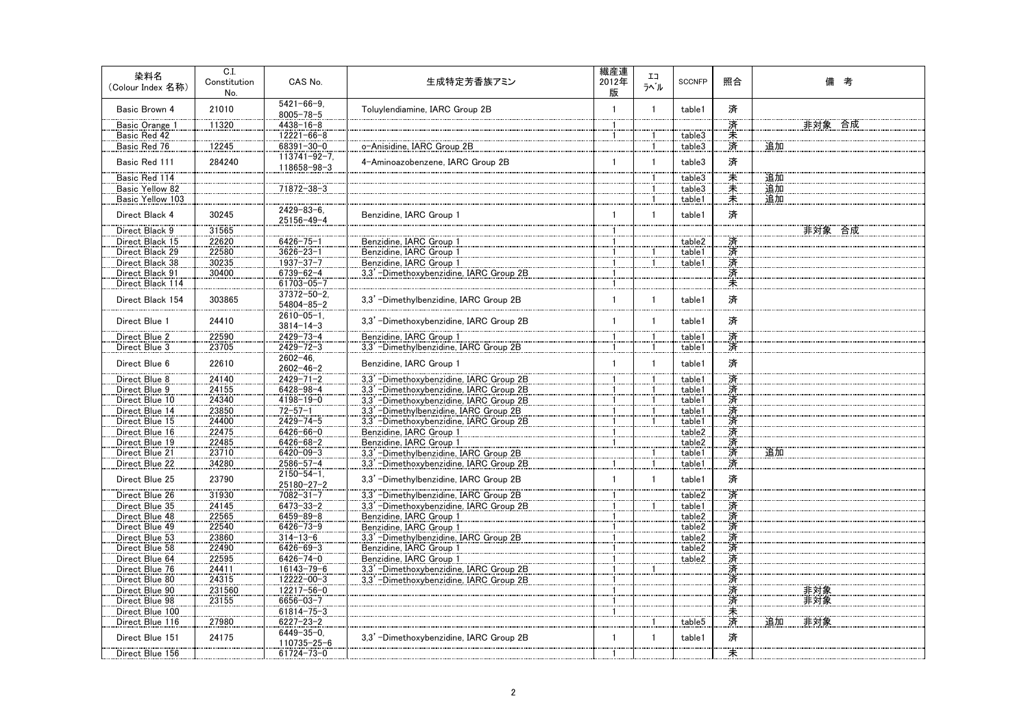| 染料名（Colour Index 名称） | C.I. Constitution No. | CAS No. | 生成特定芳香族アミン | 繊産連2012年版 | エコラベル | SCCNFP | 照合 | 備　考 |
|---|---|---|---|---|---|---|---|---|
| Basic Brown 4 | 21010 | 5421-66-9, 8005-78-5 | Toluylendiamine, IARC Group 2B | 1 | 1 | table1 | 済 | |
| Basic Orange 1 | 11320 | 4438-16-8 | | 1 | | | 済 | 非対象　合成 |
| Basic Red 42 | | 12221-66-8 | | 1 | 1 | table3 | 未 | |
| Basic Red 76 | 12245 | 68391-30-0 | o-Anisidine, IARC Group 2B | | 1 | table3 | 済 | 追加 |
| Basic Red 111 | 284240 | 113741-92-7, 118658-98-3 | 4-Aminoazobenzene, IARC Group 2B | 1 | 1 | table3 | 済 | |
| Basic Red 114 | | | | | 1 | table3 | 未 | 追加 |
| Basic Yellow 82 | | 71872-38-3 | | | 1 | table3 | 未 | 追加 |
| Basic Yellow 103 | | | | | 1 | table1 | 未 | 追加 |
| Direct Black 4 | 30245 | 2429-83-6, 25156-49-4 | Benzidine, IARC Group 1 | 1 | 1 | table1 | 済 | |
| Direct Black 9 | 31565 | | | 1 | | | | 非対象　合成 |
| Direct Black 15 | 22620 | 6426-75-1 | Benzidine, IARC Group 1 | 1 | | table2 | 済 | |
| Direct Black 29 | 22580 | 3626-23-1 | Benzidine, IARC Group 1 | 1 | 1 | table1 | 済 | |
| Direct Black 38 | 30235 | 1937-37-7 | Benzidine, IARC Group 1 | 1 | 1 | table1 | 済 | |
| Direct Black 91 | 30400 | 6739-62-4 | 3,3'-Dimethoxybenzidine, IARC Group 2B | 1 | | | 済 | |
| Direct Black 114 | | 61703-05-7 | | 1 | | | 未 | |
| Direct Black 154 | 303865 | 37372-50-2, 54804-85-2 | 3,3'-Dimethylbenzidine, IARC Group 2B | 1 | 1 | table1 | 済 | |
| Direct Blue 1 | 24410 | 2610-05-1, 3814-14-3 | 3,3'-Dimethoxybenzidine, IARC Group 2B | 1 | 1 | table1 | 済 | |
| Direct Blue 2 | 22590 | 2429-73-4 | Benzidine, IARC Group 1 | 1 | 1 | table1 | 済 | |
| Direct Blue 3 | 23705 | 2429-72-3 | 3,3'-Dimethylbenzidine, IARC Group 2B | 1 | 1 | table1 | 済 | |
| Direct Blue 6 | 22610 | 2602-46, 2602-46-2 | Benzidine, IARC Group 1 | 1 | 1 | table1 | 済 | |
| Direct Blue 8 | 24140 | 2429-71-2 | 3,3'-Dimethoxybenzidine, IARC Group 2B | 1 | 1 | table1 | 済 | |
| Direct Blue 9 | 24155 | 6428-98-4 | 3,3'-Dimethoxybenzidine, IARC Group 2B | 1 | 1 | table1 | 済 | |
| Direct Blue 10 | 24340 | 4198-19-0 | 3,3'-Dimethoxybenzidine, IARC Group 2B | 1 | 1 | table1 | 済 | |
| Direct Blue 14 | 23850 | 72-57-1 | 3,3'-Dimethylbenzidine, IARC Group 2B | 1 | 1 | table1 | 済 | |
| Direct Blue 15 | 24400 | 2429-74-5 | 3,3'-Dimethoxybenzidine, IARC Group 2B | 1 | 1 | table1 | 済 | |
| Direct Blue 16 | 22475 | 6426-66-0 | Benzidine, IARC Group 1 | 1 | | table2 | 済 | |
| Direct Blue 19 | 22485 | 6426-68-2 | Benzidine, IARC Group 1 | 1 | | table2 | 済 | |
| Direct Blue 21 | 23710 | 6420-09-3 | 3,3'-Dimethylbenzidine, IARC Group 2B | | 1 | table1 | 済 | 追加 |
| Direct Blue 22 | 34280 | 2586-57-4 | 3,3'-Dimethoxybenzidine, IARC Group 2B | 1 | 1 | table1 | 済 | |
| Direct Blue 25 | 23790 | 2150-54-1, 25180-27-2 | 3,3'-Dimethylbenzidine, IARC Group 2B | 1 | 1 | table1 | 済 | |
| Direct Blue 26 | 31930 | 7082-31-7 | 3,3'-Dimethylbenzidine, IARC Group 2B | 1 | | table2 | 済 | |
| Direct Blue 35 | 24145 | 6473-33-2 | 3,3'-Dimethoxybenzidine, IARC Group 2B | 1 | 1 | table1 | 済 | |
| Direct Blue 48 | 22565 | 6459-89-8 | Benzidine, IARC Group 1 | 1 | | table2 | 済 | |
| Direct Blue 49 | 22540 | 6426-73-9 | Benzidine, IARC Group 1 | 1 | | table2 | 済 | |
| Direct Blue 53 | 23860 | 314-13-6 | 3,3'-Dimethylbenzidine, IARC Group 2B | 1 | | table2 | 済 | |
| Direct Blue 58 | 22490 | 6426-69-3 | Benzidine, IARC Group 1 | 1 | | table2 | 済 | |
| Direct Blue 64 | 22595 | 6426-74-0 | Benzidine, IARC Group 1 | 1 | | table2 | 済 | |
| Direct Blue 76 | 24411 | 16143-79-6 | 3,3'-Dimethoxybenzidine, IARC Group 2B | 1 | 1 | | 済 | |
| Direct Blue 80 | 24315 | 12222-00-3 | 3,3'-Dimethoxybenzidine, IARC Group 2B | 1 | | | 済 | |
| Direct Blue 90 | 231560 | 12217-56-0 | | 1 | | | 済 | 非対象 |
| Direct Blue 98 | 23155 | 6656-03-7 | | 1 | | | 済 | 非対象 |
| Direct Blue 100 | | 61814-75-3 | | 1 | | | 未 | |
| Direct Blue 116 | 27980 | 6227-23-2 | | | 1 | table5 | 済 | 追加　非対象 |
| Direct Blue 151 | 24175 | 6449-35-0, 110735-25-6 | 3,3'-Dimethoxybenzidine, IARC Group 2B | 1 | 1 | table1 | 済 | |
| Direct Blue 156 | | 61724-73-0 | | 1 | | | 未 | |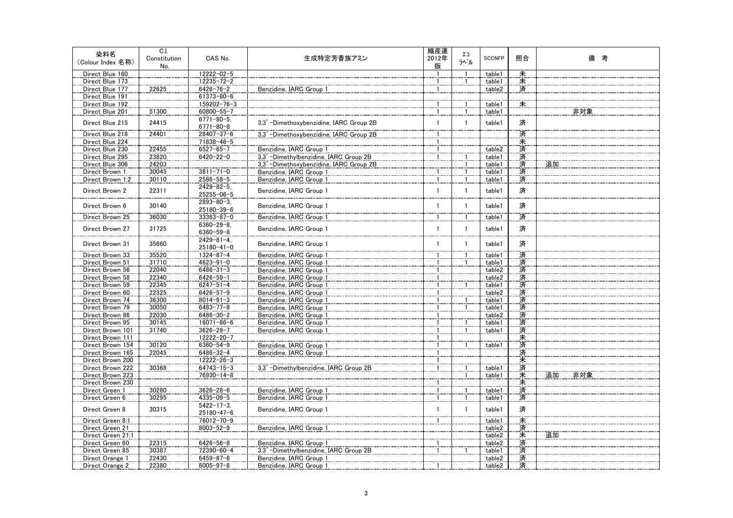| 染料名<br>(Colour Index 名称) | C.I.<br>Constitution<br>No. | CAS No. | 生成特定芳香族アミン | 繊産連<br>2012年<br>版 | エコ<br>ラベル | SCCNFP | 照合 | 備考 |
|---|---|---|---|---|---|---|---|---|
| Direct Blue 160 | | 12222-02-5 | | 1 | 1 | table1 | 未 | |
| Direct Blue 173 | | 12235-72-2 | | 1 | 1 | table1 | 未 | |
| Direct Blue 177 | 22625 | 6426-76-2 | Benzidine, IARC Group 1 | 1 | | table2 | 済 | |
| Direct Blue 191 | | 61373-80-6 | | | | | | |
| Direct Blue 192 | | 159202-76-3 | | 1 | 1 | table1 | 未 | |
| Direct Blue 201 | 51300 | 60800-55-7 | | 1 | 1 | table1 | | 非対象 |
| Direct Blue 215 | 24415 | 6771-80-5,<br>6771-80-8 | 3,3'-Dimethoxybenzidine, IARC Group 2B | 1 | 1 | table1 | 済 | |
| Direct Blue 218 | 24401 | 28407-37-6 | 3,3'-Dimethoxybenzidine, IARC Group 2B | 1 | | | 済 | |
| Direct Blue 224 | | 71838-46-5 | | 1 | | | 未 | |
| Direct Blue 230 | 22455 | 6527-65-7 | Benzidine, IARC Group 1 | 1 | | table2 | 済 | |
| Direct Blue 295 | 23820 | 6420-22-0 | 3,3'-Dimethylbenzidine, IARC Group 2B | 1 | 1 | table1 | 済 | |
| Direct Blue 306 | 24203 | | 3,3'-Dimethoxybenzidine, IARC Group 2B | | 1 | table1 | 済 | 追加 |
| Direct Brown 1 | 30045 | 3811-71-0 | Benzidine, IARC Group 1 | 1 | 1 | table1 | 済 | |
| Direct Brown 1:2 | 30110 | 2586-58-5 | Benzidine, IARC Group 1 | 1 | 1 | table1 | 済 | |
| Direct Brown 2 | 22311 | 2429-82-5,<br>25255-06-5 | Benzidine, IARC Group 1 | 1 | 1 | table1 | 済 | |
| Direct Brown 6 | 30140 | 2893-80-3,<br>25180-39-6 | Benzidine, IARC Group 1 | 1 | 1 | table1 | 済 | |
| Direct Brown 25 | 36030 | 33363-87-0 | Benzidine, IARC Group 1 | 1 | 1 | table1 | 済 | |
| Direct Brown 27 | 31725 | 6360-29-8,<br>6360-59-8 | Benzidine, IARC Group 1 | 1 | 1 | table1 | 済 | |
| Direct Brown 31 | 35660 | 2429-81-4,<br>25180-41-0 | Benzidine, IARC Group 1 | 1 | 1 | table1 | 済 | |
| Direct Brown 33 | 35520 | 1324-87-4 | Benzidine, IARC Group 1 | 1 | 1 | table1 | 済 | |
| Direct Brown 51 | 31710 | 4623-91-0 | Benzidine, IARC Group 1 | 1 | 1 | table1 | 済 | |
| Direct Brown 56 | 22040 | 6486-31-3 | Benzidine, IARC Group 1 | 1 | | table2 | 済 | |
| Direct Brown 58 | 22340 | 6426-59-1 | Benzidine, IARC Group 1 | 1 | | table2 | 済 | |
| Direct Brown 59 | 22345 | 6247-51-4 | Benzidine, IARC Group 1 | 1 | 1 | table1 | 済 | |
| Direct Brown 60 | 22325 | 6426-57-9 | Benzidine, IARC Group 1 | 1 | | table2 | 済 | |
| Direct Brown 74 | 36300 | 8014-91-3 | Benzidine, IARC Group 1 | 1 | 1 | table1 | 済 | |
| Direct Brown 79 | 30050 | 6483-77-8 | Benzidine, IARC Group 1 | 1 | 1 | table1 | 済 | |
| Direct Brown 86 | 22030 | 6486-30-2 | Benzidine, IARC Group 1 | 1 | | table2 | 済 | |
| Direct Brown 95 | 30145 | 16071-86-6 | Benzidine, IARC Group 1 | 1 | 1 | table1 | 済 | |
| Direct Brown 101 | 31740 | 3626-29-7 | Benzidine, IARC Group 1 | 1 | 1 | table1 | 済 | |
| Direct Brown 111 | | 12222-20-7 | | 1 | | | 未 | |
| Direct Brown 154 | 30120 | 6360-54-9 | Benzidine, IARC Group 1 | 1 | 1 | table1 | 済 | |
| Direct Brown 165 | 22045 | 6486-32-4 | Benzidine, IARC Group 1 | 1 | | | 済 | |
| Direct Brown 200 | | 12222-26-3 | | 1 | | | 未 | |
| Direct Brown 222 | 30368 | 64743-15-3 | 3,3'-Dimethylbenzidine, IARC Group 2B | 1 | 1 | table1 | 済 | |
| Direct Brown 223 | | 76930-14-8 | | | 1 | table1 | 未 | 追加　非対象 |
| Direct Brown 230 | | | | 1 | | | 未 | |
| Direct Green 1 | 30280 | 3626-28-6 | Benzidine, IARC Group 1 | 1 | 1 | table1 | 済 | |
| Direct Green 6 | 30295 | 4335-09-5 | Benzidine, IARC Group 1 | 1 | 1 | table1 | 済 | |
| Direct Green 8 | 30315 | 5422-17-3,<br>25180-47-6 | Benzidine, IARC Group 1 | 1 | 1 | table1 | 済 | |
| Direct Green 8:1 | | 76012-70-9 | | 1 | | table1 | 未 | |
| Direct Green 21 | | 8003-52-9 | Benzidine, IARC Group 1 | | | table2 | 済 | |
| Direct Green 21:1 | | | | | | table2 | 未 | 追加 |
| Direct Green 60 | 22315 | 6426-56-8 | Benzidine, IARC Group 1 | 1 | | table2 | 済 | |
| Direct Green 85 | 30387 | 72390-60-4 | 3,3'-Dimethylbenzidine, IARC Group 2B | 1 | 1 | table1 | 済 | |
| Direct Orange 1 | 22430 | 6459-87-6 | Benzidine, IARC Group 1 | | | table2 | 済 | |
| Direct Orange 2 | 22380 | 8005-97-8 | Benzidine, IARC Group 1 | 1 | | table2 | 済 | |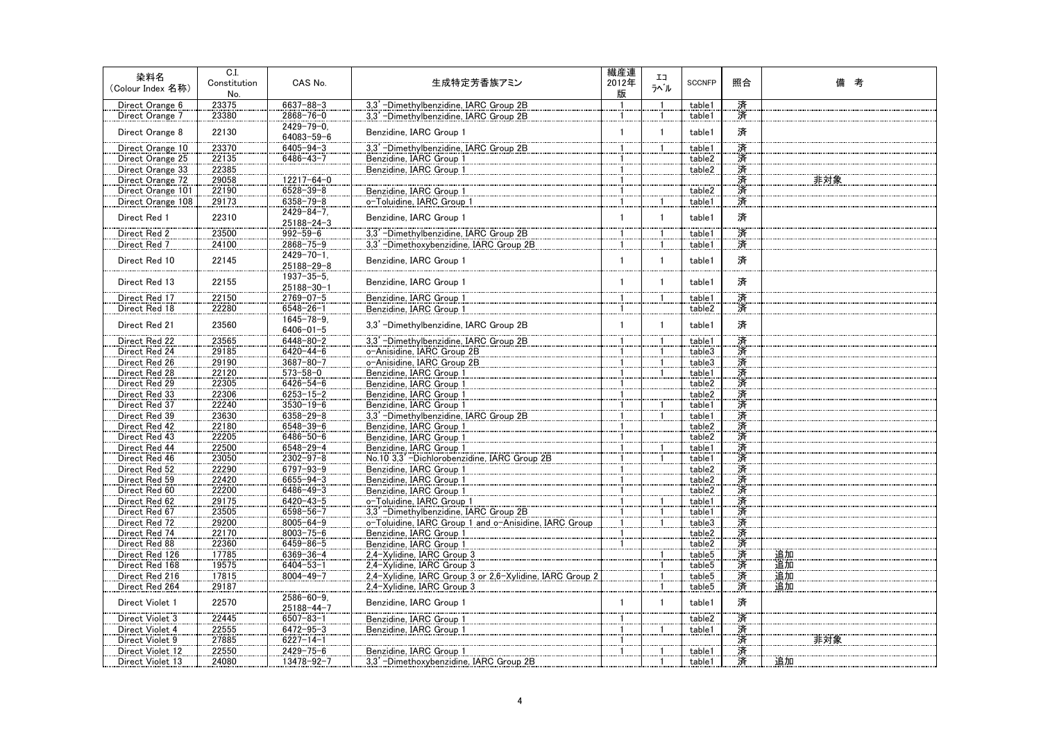| 染料名<br>(Colour Index 名称) | C.I.<br>Constitution No. | CAS No. | 生成特定芳香族アミン | 繊産連<br>2012年版 | エコラベル | SCCNFP | 照合 | 備　考 |
|---|---|---|---|---|---|---|---|---|
| Direct Orange 6 | 23375 | 6637-88-3 | 3,3'-Dimethylbenzidine, IARC Group 2B | 1 | 1 | table1 | 済 | |
| Direct Orange 7 | 23380 | 2868-76-0 | 3,3'-Dimethylbenzidine, IARC Group 2B | 1 | 1 | table1 | 済 | |
| Direct Orange 8 | 22130 | 2429-79-0,<br>64083-59-6 | Benzidine, IARC Group 1 | 1 | 1 | table1 | 済 | |
| Direct Orange 10 | 23370 | 6405-94-3 | 3,3'-Dimethylbenzidine, IARC Group 2B | 1 | 1 | table1 | 済 | |
| Direct Orange 25 | 22135 | 6486-43-7 | Benzidine, IARC Group 1 | 1 | | table2 | 済 | |
| Direct Orange 33 | 22385 | | Benzidine, IARC Group 1 | 1 | | table2 | 済 | |
| Direct Orange 72 | 29058 | 12217-64-0 | | 1 | | | 済 | 非対象 |
| Direct Orange 101 | 22190 | 6528-39-8 | Benzidine, IARC Group 1 | 1 | | table2 | 済 | |
| Direct Orange 108 | 29173 | 6358-79-8 | o-Toluidine, IARC Group 1 | 1 | 1 | table1 | 済 | |
| Direct Red 1 | 22310 | 2429-84-7,<br>25188-24-3 | Benzidine, IARC Group 1 | 1 | 1 | table1 | 済 | |
| Direct Red 2 | 23500 | 992-59-6 | 3,3'-Dimethylbenzidine, IARC Group 2B | 1 | 1 | table1 | 済 | |
| Direct Red 7 | 24100 | 2868-75-9 | 3,3'-Dimethoxybenzidine, IARC Group 2B | 1 | 1 | table1 | 済 | |
| Direct Red 10 | 22145 | 2429-70-1,<br>25188-29-8 | Benzidine, IARC Group 1 | 1 | 1 | table1 | 済 | |
| Direct Red 13 | 22155 | 1937-35-5,<br>25188-30-1 | Benzidine, IARC Group 1 | 1 | 1 | table1 | 済 | |
| Direct Red 17 | 22150 | 2769-07-5 | Benzidine, IARC Group 1 | 1 | 1 | table1 | 済 | |
| Direct Red 18 | 22280 | 6548-26-1 | Benzidine, IARC Group 1 | 1 | | table2 | 済 | |
| Direct Red 21 | 23560 | 1645-78-9,<br>6406-01-5 | 3,3'-Dimethylbenzidine, IARC Group 2B | 1 | 1 | table1 | 済 | |
| Direct Red 22 | 23565 | 6448-80-2 | 3,3'-Dimethylbenzidine, IARC Group 2B | 1 | 1 | table1 | 済 | |
| Direct Red 24 | 29185 | 6420-44-6 | o-Anisidine, IARC Group 2B | 1 | 1 | table3 | 済 | |
| Direct Red 26 | 29190 | 3687-80-7 | o-Anisidine, IARC Group 2B | 1 | 1 | table3 | 済 | |
| Direct Red 28 | 22120 | 573-58-0 | Benzidine, IARC Group 1 | 1 | 1 | table1 | 済 | |
| Direct Red 29 | 22305 | 6426-54-6 | Benzidine, IARC Group 1 | 1 | | table2 | 済 | |
| Direct Red 33 | 22306 | 6253-15-2 | Benzidine, IARC Group 1 | 1 | | table2 | 済 | |
| Direct Red 37 | 22240 | 3530-19-6 | Benzidine, IARC Group 1 | 1 | 1 | table1 | 済 | |
| Direct Red 39 | 23630 | 6358-29-8 | 3,3'-Dimethylbenzidine, IARC Group 2B | 1 | 1 | table1 | 済 | |
| Direct Red 42 | 22180 | 6548-39-6 | Benzidine, IARC Group 1 | 1 | | table2 | 済 | |
| Direct Red 43 | 22205 | 6486-50-6 | Benzidine, IARC Group 1 | 1 | | table2 | 済 | |
| Direct Red 44 | 22500 | 6548-29-4 | Benzidine, IARC Group 1 | 1 | 1 | table1 | 済 | |
| Direct Red 46 | 23050 | 2302-97-8 | No.10 3,3'-Dichlorobenzidine, IARC Group 2B | 1 | 1 | table1 | 済 | |
| Direct Red 52 | 22290 | 6797-93-9 | Benzidine, IARC Group 1 | 1 | | table2 | 済 | |
| Direct Red 59 | 22420 | 6655-94-3 | Benzidine, IARC Group 1 | 1 | | table2 | 済 | |
| Direct Red 60 | 22200 | 6486-49-3 | Benzidine, IARC Group 1 | 1 | | table2 | 済 | |
| Direct Red 62 | 29175 | 6420-43-5 | o-Toluidine, IARC Group 1 | 1 | 1 | table1 | 済 | |
| Direct Red 67 | 23505 | 6598-56-7 | 3,3'-Dimethylbenzidine, IARC Group 2B | 1 | 1 | table1 | 済 | |
| Direct Red 72 | 29200 | 8005-64-9 | o-Toluidine, IARC Group 1 and o-Anisidine, IARC Group | 1 | 1 | table3 | 済 | |
| Direct Red 74 | 22170 | 8003-75-6 | Benzidine, IARC Group 1 | 1 | | table2 | 済 | |
| Direct Red 88 | 22360 | 6459-86-5 | Benzidine, IARC Group 1 | 1 | | table2 | 済 | |
| Direct Red 126 | 17785 | 6369-36-4 | 2,4-Xylidine, IARC Group 3 | | 1 | table5 | 済 | 追加 |
| Direct Red 168 | 19575 | 6404-53-1 | 2,4-Xylidine, IARC Group 3 | | 1 | table5 | 済 | 追加 |
| Direct Red 216 | 17815 | 8004-49-7 | 2,4-Xylidine, IARC Group 3 or 2,6-Xylidine, IARC Group 2 | | 1 | table5 | 済 | 追加 |
| Direct Red 264 | 29187 | | 2,4-Xylidine, IARC Group 3 | | 1 | table5 | 済 | 追加 |
| Direct Violet 1 | 22570 | 2586-60-9,<br>25188-44-7 | Benzidine, IARC Group 1 | 1 | 1 | table1 | 済 | |
| Direct Violet 3 | 22445 | 6507-83-1 | Benzidine, IARC Group 1 | 1 | | table2 | 済 | |
| Direct Violet 4 | 22555 | 6472-95-3 | Benzidine, IARC Group 1 | 1 | 1 | table1 | 済 | |
| Direct Violet 9 | 27885 | 6227-14-1 | | 1 | | | 済 | 非対象 |
| Direct Violet 12 | 22550 | 2429-75-6 | Benzidine, IARC Group 1 | 1 | 1 | table1 | 済 | |
| Direct Violet 13 | 24080 | 13478-92-7 | 3,3'-Dimethoxybenzidine, IARC Group 2B | | 1 | table1 | 済 | 追加 |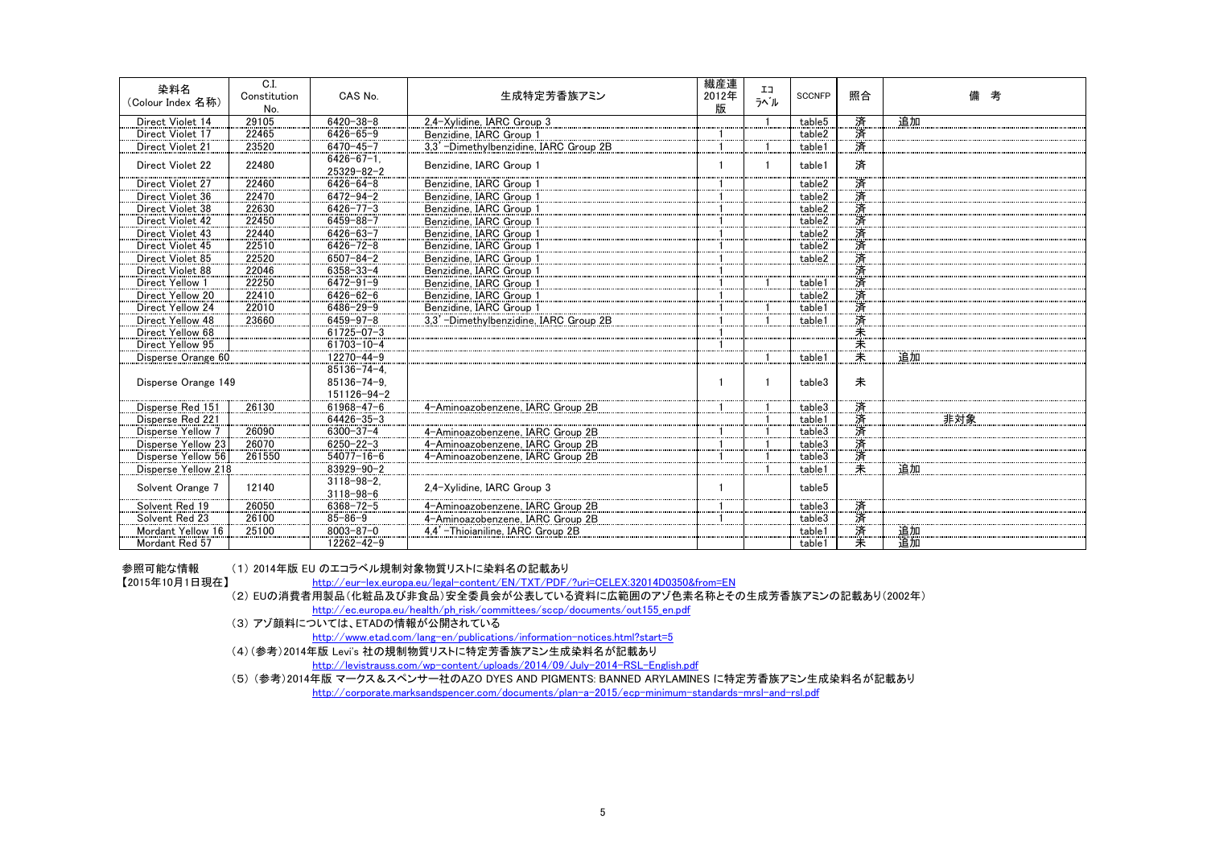| 染料名<br>(Colour Index 名称) | C.I.<br>Constitution<br>No. | CAS No. | 生成特定芳香族アミン | 繊産連<br>2012年<br>版 | エコ<br>ラベル | SCCNFP | 照合 | 備　考 |
|---|---|---|---|---|---|---|---|---|
| Direct Violet 14 | 29105 | 6420-38-8 | 2,4-Xylidine, IARC Group 3 | | 1 | table5 | 済 | 追加 |
| Direct Violet 17 | 22465 | 6426-65-9 | Benzidine, IARC Group 1 | 1 | | table2 | 済 | |
| Direct Violet 21 | 23520 | 6470-45-7 | 3,3'-Dimethylbenzidine, IARC Group 2B | 1 | 1 | table1 | 済 | |
| Direct Violet 22 | 22480 | 6426-67-1,<br>25329-82-2 | Benzidine, IARC Group 1 | 1 | 1 | table1 | 済 | |
| Direct Violet 27 | 22460 | 6426-64-8 | Benzidine, IARC Group 1 | 1 | | table2 | 済 | |
| Direct Violet 36 | 22470 | 6472-94-2 | Benzidine, IARC Group 1 | 1 | | table2 | 済 | |
| Direct Violet 38 | 22630 | 6426-77-3 | Benzidine, IARC Group 1 | 1 | | table2 | 済 | |
| Direct Violet 42 | 22450 | 6459-88-7 | Benzidine, IARC Group 1 | 1 | | table2 | 済 | |
| Direct Violet 43 | 22440 | 6426-63-7 | Benzidine, IARC Group 1 | 1 | | table2 | 済 | |
| Direct Violet 45 | 22510 | 6426-72-8 | Benzidine, IARC Group 1 | 1 | | table2 | 済 | |
| Direct Violet 85 | 22520 | 6507-84-2 | Benzidine, IARC Group 1 | 1 | | table2 | 済 | |
| Direct Violet 88 | 22046 | 6358-33-4 | Benzidine, IARC Group 1 | 1 | | | 済 | |
| Direct Yellow 1 | 22250 | 6472-91-9 | Benzidine, IARC Group 1 | 1 | 1 | table1 | 済 | |
| Direct Yellow 20 | 22410 | 6426-62-6 | Benzidine, IARC Group 1 | 1 | | table2 | 済 | |
| Direct Yellow 24 | 22010 | 6486-29-9 | Benzidine, IARC Group 1 | 1 | 1 | table1 | 済 | |
| Direct Yellow 48 | 23660 | 6459-97-8 | 3,3'-Dimethylbenzidine, IARC Group 2B | 1 | 1 | table1 | 済 | |
| Direct Yellow 68 | | 61725-07-3 | | 1 | | | 未 | |
| Direct Yellow 95 | | 61703-10-4 | | 1 | | | 未 | |
| Disperse Orange 60 | | 12270-44-9 | | | 1 | table1 | 未 | 追加 |
| Disperse Orange 149 | | 85136-74-4,<br>85136-74-9,<br>151126-94-2 | | 1 | 1 | table3 | 未 | |
| Disperse Red 151 | 26130 | 61968-47-6 | 4-Aminoazobenzene, IARC Group 2B | 1 | 1 | table3 | 済 | |
| Disperse Red 221 | | 64426-35-3 | | | 1 | table1 | 済 | 非対象 |
| Disperse Yellow 7 | 26090 | 6300-37-4 | 4-Aminoazobenzene, IARC Group 2B | 1 | 1 | table3 | 済 | |
| Disperse Yellow 23 | 26070 | 6250-22-3 | 4-Aminoazobenzene, IARC Group 2B | 1 | 1 | table3 | 済 | |
| Disperse Yellow 56 | 261550 | 54077-16-6 | 4-Aminoazobenzene, IARC Group 2B | 1 | 1 | table3 | 済 | |
| Disperse Yellow 218 | | 83929-90-2 | | | 1 | table1 | 未 | 追加 |
| Solvent Orange 7 | 12140 | 3118-98-2,<br>3118-98-6 | 2,4-Xylidine, IARC Group 3 | 1 | | table5 | | |
| Solvent Red 19 | 26050 | 6368-72-5 | 4-Aminoazobenzene, IARC Group 2B | 1 | | table3 | 済 | |
| Solvent Red 23 | 26100 | 85-86-9 | 4-Aminoazobenzene, IARC Group 2B | 1 | | table3 | 済 | |
| Mordant Yellow 16 | 25100 | 8003-87-0 | 4,4'-Thioianiline, IARC Group 2B | | | table1 | 済 | 追加 |
| Mordant Red 57 | | 12262-42-9 | | | | table1 | 未 | 追加 |

参照可能な情報
【2015年10月1日現在】

(1) 2014年版 EU のエコラベル規制対象物質リストに染料名の記載あり
http://eur-lex.europa.eu/legal-content/EN/TXT/PDF/?uri=CELEX:32014D0350&from=EN

(2) EUの消費者用製品(化粧品及び非食品)安全委員会が公表している資料に広範囲のアゾ色素名称とその生成芳香族アミンの記載あり(2002年)
http://ec.europa.eu/health/ph_risk/committees/sccp/documents/out155_en.pdf

(3) アゾ顔料については、ETADの情報が公開されている
http://www.etad.com/lang-en/publications/information-notices.html?start=5

(4) (参考)2014年版 Levi's 社の規制物質リストに特定芳香族アミン生成染料名が記載あり
http://levistrauss.com/wp-content/uploads/2014/09/July-2014-RSL-English.pdf

(5) (参考)2014年版 マークス&スペンサー社のAZO DYES AND PIGMENTS: BANNED ARYLAMINES に特定芳香族アミン生成染料名が記載あり
http://corporate.marksandspencer.com/documents/plan-a-2015/ecp-minimum-standards-mrsl-and-rsl.pdf